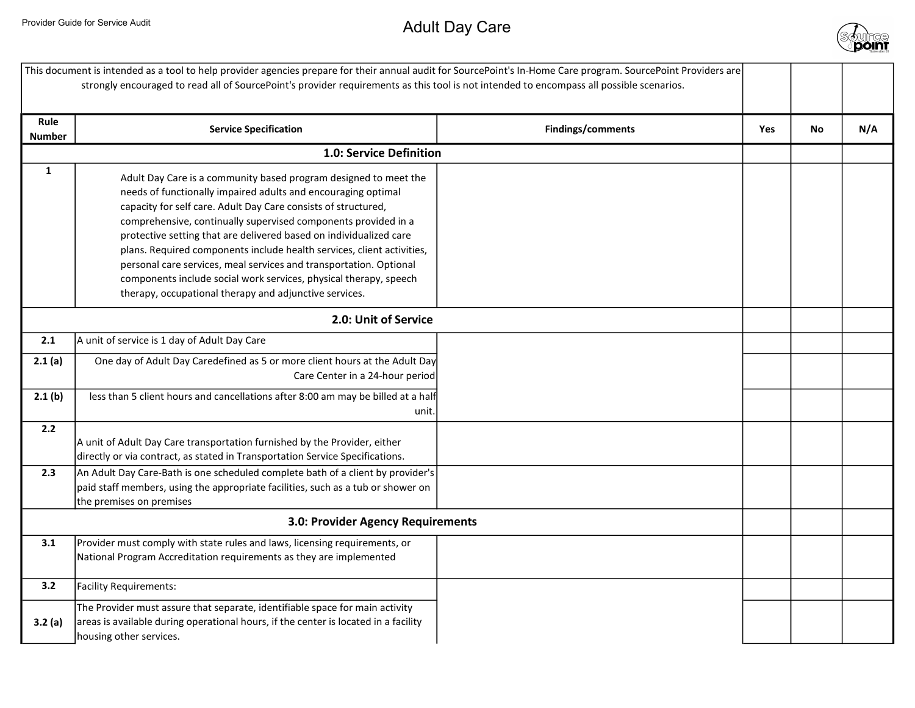# Adult Day Care

This document is intended as a tool to help provider agencies prepare for their annual audit for SourcePoint's In-Home Care program. SourcePoint Providers are strongly encouraged to read all of SourcePoint's provider requirements as this tool is not intended to encompass all possible scenarios.

| Rule Number | Service Specification | Findings/comments | Yes | No | N/A |
|---|---|---|---|---|---|
| | **1.0: Service Definition** | | | | |
| 1 | Adult Day Care is a community based program designed to meet the needs of functionally impaired adults and encouraging optimal capacity for self care. Adult Day Care consists of structured, comprehensive, continually supervised components provided in a protective setting that are delivered based on individualized care plans. Required components include health services, client activities, personal care services, meal services and transportation. Optional components include social work services, physical therapy, speech therapy, occupational therapy and adjunctive services. | | | | |
| | **2.0: Unit of Service** | | | | |
| 2.1 | A unit of service is 1 day of Adult Day Care | | | | |
| 2.1 (a) | One day of Adult Day Caredefined as 5 or more client hours at the Adult Day Care Center in a 24-hour period | | | | |
| 2.1 (b) | less than 5 client hours and cancellations after 8:00 am may be billed at a half unit. | | | | |
| 2.2 | A unit of Adult Day Care transportation furnished by the Provider, either directly or via contract, as stated in Transportation Service Specifications. | | | | |
| 2.3 | An Adult Day Care-Bath is one scheduled complete bath of a client by provider's paid staff members, using the appropriate facilities, such as a tub or shower on the premises on premises | | | | |
| | **3.0: Provider Agency Requirements** | | | | |
| 3.1 | Provider must comply with state rules and laws, licensing requirements, or National Program Accreditation requirements as they are implemented | | | | |
| 3.2 | Facility Requirements: | | | | |
| 3.2 (a) | The Provider must assure that separate, identifiable space for main activity areas is available during operational hours, if the center is located in a facility housing other services. | | | | |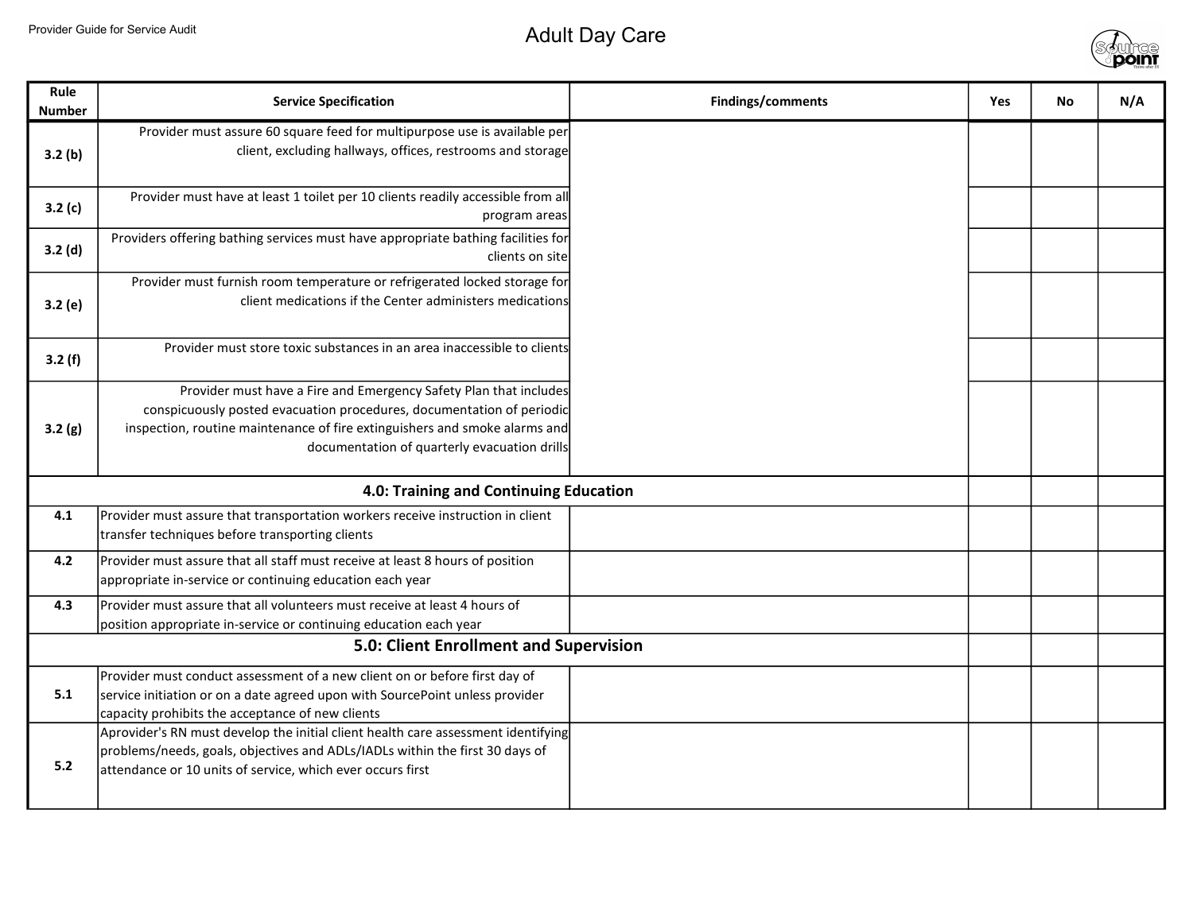# Adult Day Care

| Rule Number | Service Specification | Findings/comments | Yes | No | N/A |
|---|---|---|---|---|---|
| 3.2 (b) | Provider must assure 60 square feed for multipurpose use is available per client, excluding hallways, offices, restrooms and storage | | | | |
| 3.2 (c) | Provider must have at least 1 toilet per 10 clients readily accessible from all program areas | | | | |
| 3.2 (d) | Providers offering bathing services must have appropriate bathing facilities for clients on site | | | | |
| 3.2 (e) | Provider must furnish room temperature or refrigerated locked storage for client medications if the Center administers medications | | | | |
| 3.2 (f) | Provider must store toxic substances in an area inaccessible to clients | | | | |
| 3.2 (g) | Provider must have a Fire and Emergency Safety Plan that includes conspicuously posted evacuation procedures, documentation of periodic inspection, routine maintenance of fire extinguishers and smoke alarms and documentation of quarterly evacuation drills | | | | |
| **4.0: Training and Continuing Education** | | | | | |
| 4.1 | Provider must assure that transportation workers receive instruction in client transfer techniques before transporting clients | | | | |
| 4.2 | Provider must assure that all staff must receive at least 8 hours of position appropriate in-service or continuing education each year | | | | |
| 4.3 | Provider must assure that all volunteers must receive at least 4 hours of position appropriate in-service or continuing education each year | | | | |
| **5.0: Client Enrollment and Supervision** | | | | | |
| 5.1 | Provider must conduct assessment of a new client on or before first day of service initiation or on a date agreed upon with SourcePoint unless provider capacity prohibits the acceptance of new clients | | | | |
| 5.2 | Aprovider's RN must develop the initial client health care assessment identifying problems/needs, goals, objectives and ADLs/IADLs within the first 30 days of attendance or 10 units of service, which ever occurs first | | | | |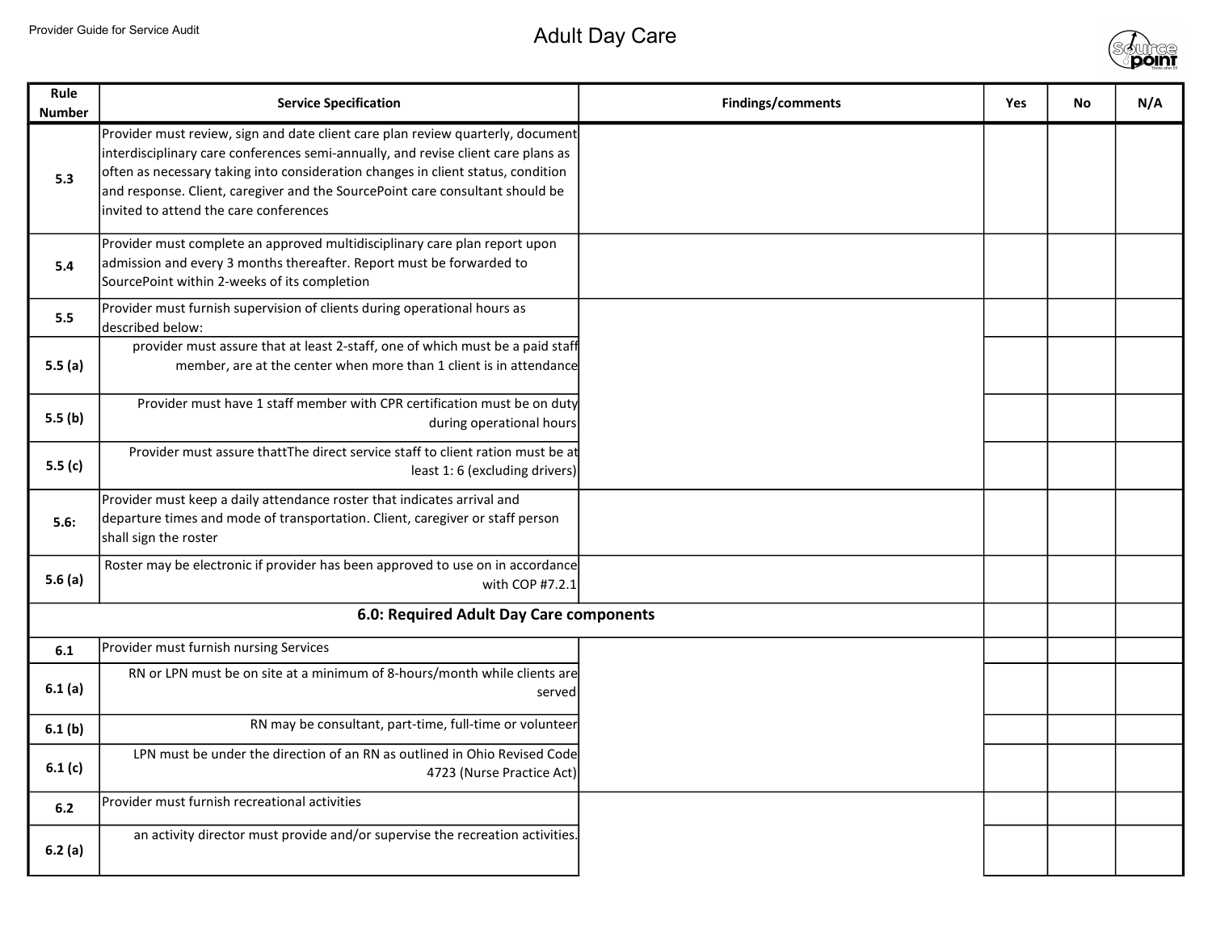# Adult Day Care

| Rule Number | Service Specification | Findings/comments | Yes | No | N/A |
|---|---|---|---|---|---|
| 5.3 | Provider must review, sign and date client care plan review quarterly, document interdisciplinary care conferences semi-annually, and revise client care plans as often as necessary taking into consideration changes in client status, condition and response. Client, caregiver and the SourcePoint care consultant should be invited to attend the care conferences | | | | |
| 5.4 | Provider must complete an approved multidisciplinary care plan report upon admission and every 3 months thereafter. Report must be forwarded to SourcePoint within 2-weeks of its completion | | | | |
| 5.5 | Provider must furnish supervision of clients during operational hours as described below: | | | | |
| 5.5 (a) | provider must assure that at least 2-staff, one of which must be a paid staff member, are at the center when more than 1 client is in attendance | | | | |
| 5.5 (b) | Provider must have 1 staff member with CPR certification must be on duty during operational hours | | | | |
| 5.5 (c) | Provider must assure thattThe direct service staff to client ration must be at least 1: 6 (excluding drivers) | | | | |
| 5.6: | Provider must keep a daily attendance roster that indicates arrival and departure times and mode of transportation. Client, caregiver or staff person shall sign the roster | | | | |
| 5.6 (a) | Roster may be electronic if provider has been approved to use on in accordance with COP #7.2.1 | | | | |
| **6.0: Required Adult Day Care components** | | | | | |
| 6.1 | Provider must furnish nursing Services | | | | |
| 6.1 (a) | RN or LPN must be on site at a minimum of 8-hours/month while clients are served | | | | |
| 6.1 (b) | RN may be consultant, part-time, full-time or volunteer | | | | |
| 6.1 (c) | LPN must be under the direction of an RN as outlined in Ohio Revised Code 4723 (Nurse Practice Act) | | | | |
| 6.2 | Provider must furnish recreational activities | | | | |
| 6.2 (a) | an activity director must provide and/or supervise the recreation activities. | | | | |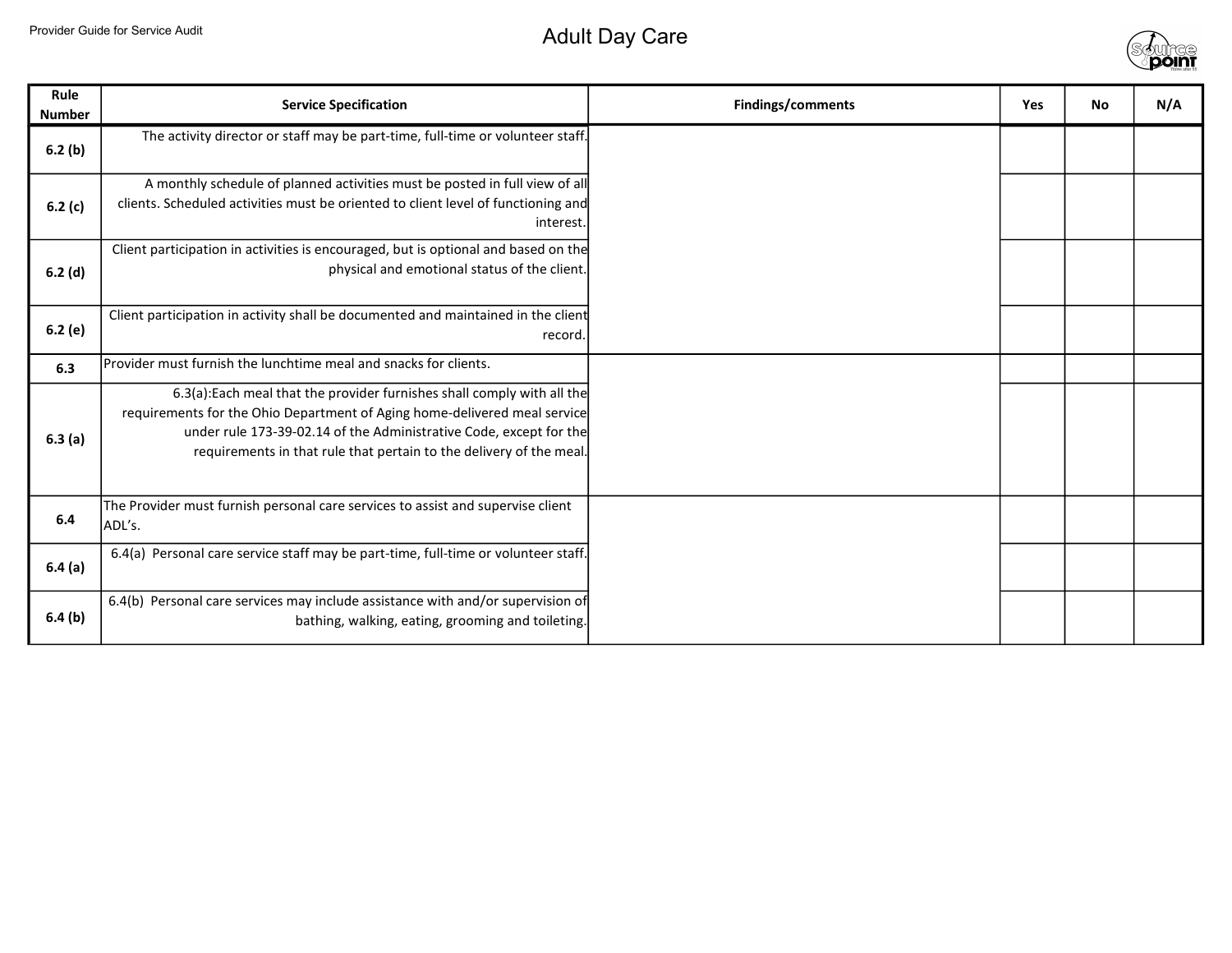# Adult Day Care

| Rule Number | Service Specification | Findings/comments | Yes | No | N/A |
|---|---|---|---|---|---|
| 6.2 (b) | The activity director or staff may be part-time, full-time or volunteer staff. | | | | |
| 6.2 (c) | A monthly schedule of planned activities must be posted in full view of all clients. Scheduled activities must be oriented to client level of functioning and interest. | | | | |
| 6.2 (d) | Client participation in activities is encouraged, but is optional and based on the physical and emotional status of the client. | | | | |
| 6.2 (e) | Client participation in activity shall be documented and maintained in the client record. | | | | |
| 6.3 | Provider must furnish the lunchtime meal and snacks for clients. | | | | |
| 6.3 (a) | 6.3(a):Each meal that the provider furnishes shall comply with all the requirements for the Ohio Department of Aging home-delivered meal service under rule 173-39-02.14 of the Administrative Code, except for the requirements in that rule that pertain to the delivery of the meal. | | | | |
| 6.4 | The Provider must furnish personal care services to assist and supervise client ADL's. | | | | |
| 6.4 (a) | 6.4(a) Personal care service staff may be part-time, full-time or volunteer staff. | | | | |
| 6.4 (b) | 6.4(b) Personal care services may include assistance with and/or supervision of bathing, walking, eating, grooming and toileting. | | | | |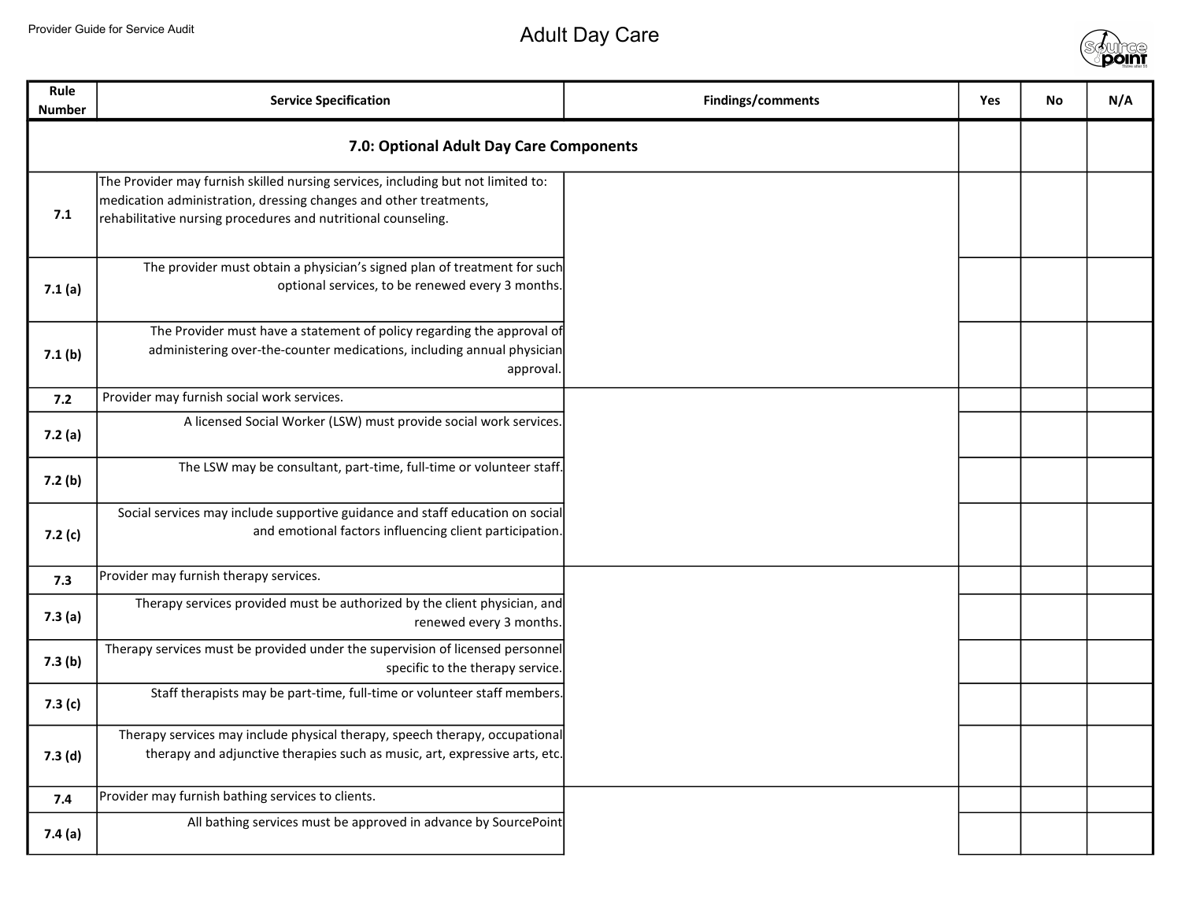# Adult Day Care

| Rule Number | Service Specification | Findings/comments | Yes | No | N/A |
|---|---|---|---|---|---|
| | **7.0: Optional Adult Day Care Components** | | | | |
| 7.1 | The Provider may furnish skilled nursing services, including but not limited to: medication administration, dressing changes and other treatments, rehabilitative nursing procedures and nutritional counseling. | | | | |
| 7.1 (a) | The provider must obtain a physician's signed plan of treatment for such optional services, to be renewed every 3 months. | | | | |
| 7.1 (b) | The Provider must have a statement of policy regarding the approval of administering over-the-counter medications, including annual physician approval. | | | | |
| 7.2 | Provider may furnish social work services. | | | | |
| 7.2 (a) | A licensed Social Worker (LSW) must provide social work services. | | | | |
| 7.2 (b) | The LSW may be consultant, part-time, full-time or volunteer staff. | | | | |
| 7.2 (c) | Social services may include supportive guidance and staff education on social and emotional factors influencing client participation. | | | | |
| 7.3 | Provider may furnish therapy services. | | | | |
| 7.3 (a) | Therapy services provided must be authorized by the client physician, and renewed every 3 months. | | | | |
| 7.3 (b) | Therapy services must be provided under the supervision of licensed personnel specific to the therapy service. | | | | |
| 7.3 (c) | Staff therapists may be part-time, full-time or volunteer staff members. | | | | |
| 7.3 (d) | Therapy services may include physical therapy, speech therapy, occupational therapy and adjunctive therapies such as music, art, expressive arts, etc. | | | | |
| 7.4 | Provider may furnish bathing services to clients. | | | | |
| 7.4 (a) | All bathing services must be approved in advance by SourcePoint | | | | |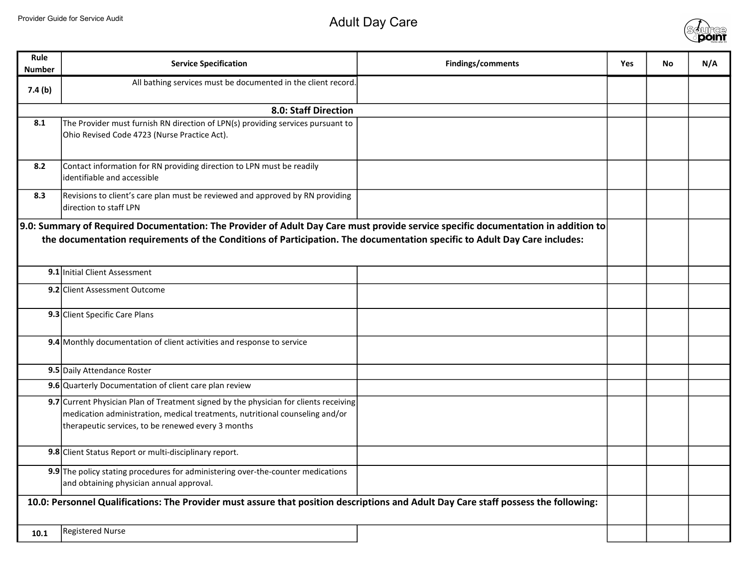| Rule Number | Service Specification | Findings/comments | Yes | No | N/A |
|---|---|---|---|---|---|
| 7.4 (b) | All bathing services must be documented in the client record. | | | | |
| | **8.0: Staff Direction** | | | | |
| 8.1 | The Provider must furnish RN direction of LPN(s) providing services pursuant to Ohio Revised Code 4723 (Nurse Practice Act). | | | | |
| 8.2 | Contact information for RN providing direction to LPN must be readily identifiable and accessible | | | | |
| 8.3 | Revisions to client's care plan must be reviewed and approved by RN providing direction to staff LPN | | | | |
| | **9.0: Summary of Required Documentation: The Provider of Adult Day Care must provide service specific documentation in addition to the documentation requirements of the Conditions of Participation. The documentation specific to Adult Day Care includes:** | | | | |
| 9.1 | Initial Client Assessment | | | | |
| 9.2 | Client Assessment Outcome | | | | |
| 9.3 | Client Specific Care Plans | | | | |
| 9.4 | Monthly documentation of client activities and response to service | | | | |
| 9.5 | Daily Attendance Roster | | | | |
| 9.6 | Quarterly Documentation of client care plan review | | | | |
| 9.7 | Current Physician Plan of Treatment signed by the physician for clients receiving medication administration, medical treatments, nutritional counseling and/or therapeutic services, to be renewed every 3 months | | | | |
| 9.8 | Client Status Report or multi-disciplinary report. | | | | |
| 9.9 | The policy stating procedures for administering over-the-counter medications and obtaining physician annual approval. | | | | |
| | **10.0: Personnel Qualifications: The Provider must assure that position descriptions and Adult Day Care staff possess the following:** | | | | |
| 10.1 | Registered Nurse | | | | |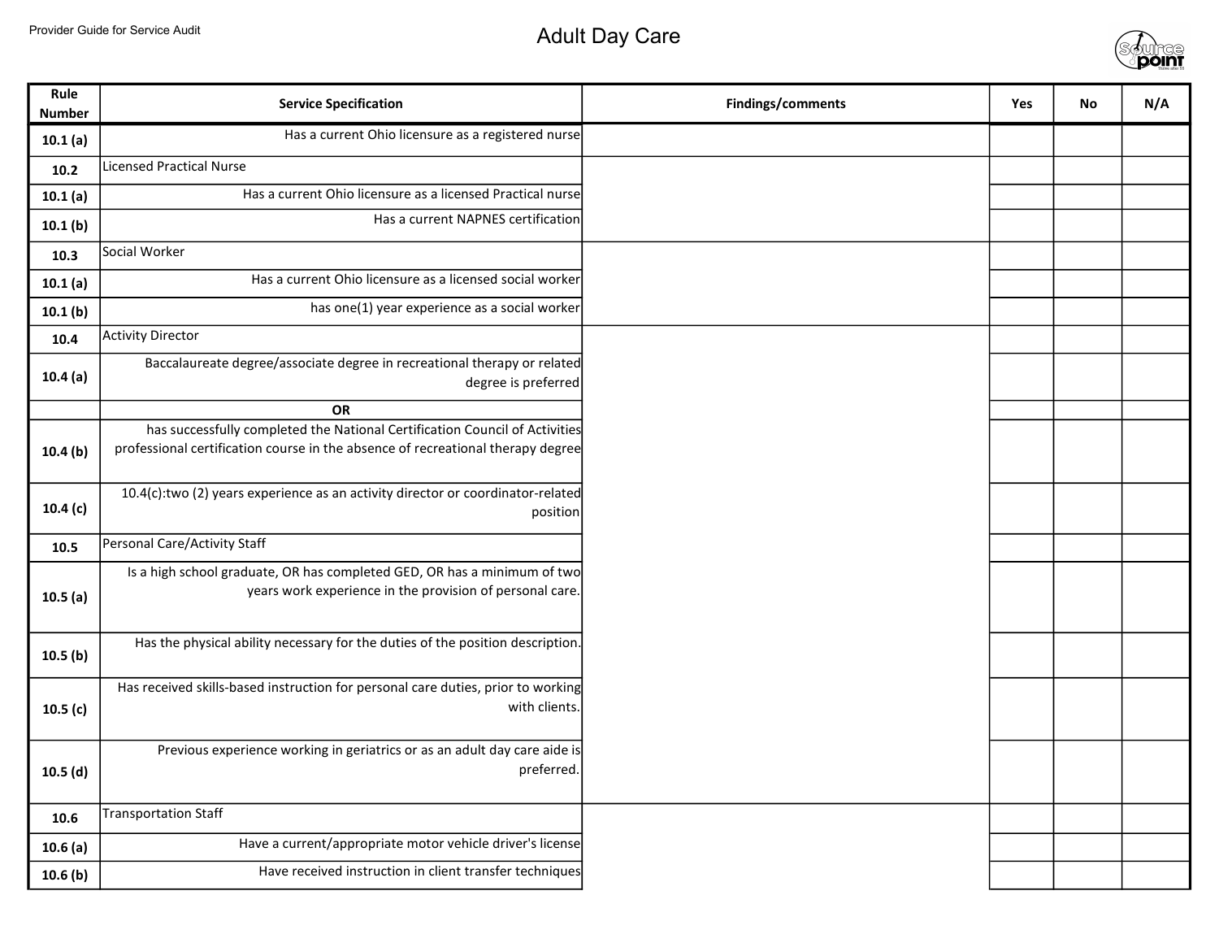Provider Guide for Service Audit

# Adult Day Care

| Rule Number | Service Specification | Findings/comments | Yes | No | N/A |
|---|---|---|---|---|---|
| 10.1 (a) | Has a current Ohio licensure as a registered nurse | | | | |
| 10.2 | Licensed Practical Nurse | | | | |
| 10.1 (a) | Has a current Ohio licensure as a licensed Practical nurse | | | | |
| 10.1 (b) | Has a current NAPNES certification | | | | |
| 10.3 | Social Worker | | | | |
| 10.1 (a) | Has a current Ohio licensure as a licensed social worker | | | | |
| 10.1 (b) | has one(1) year experience as a social worker | | | | |
| 10.4 | Activity Director | | | | |
| 10.4 (a) | Baccalaureate degree/associate degree in recreational therapy or related degree is preferred | | | | |
| | **OR** | | | | |
| 10.4 (b) | has successfully completed the National Certification Council of Activities professional certification course in the absence of recreational therapy degree | | | | |
| 10.4 (c) | 10.4(c):two (2) years experience as an activity director or coordinator-related position | | | | |
| 10.5 | Personal Care/Activity Staff | | | | |
| 10.5 (a) | Is a high school graduate, OR has completed GED, OR has a minimum of two years work experience in the provision of personal care. | | | | |
| 10.5 (b) | Has the physical ability necessary for the duties of the position description. | | | | |
| 10.5 (c) | Has received skills-based instruction for personal care duties, prior to working with clients. | | | | |
| 10.5 (d) | Previous experience working in geriatrics or as an adult day care aide is preferred. | | | | |
| 10.6 | Transportation Staff | | | | |
| 10.6 (a) | Have a current/appropriate motor vehicle driver's license | | | | |
| 10.6 (b) | Have received instruction in client transfer techniques | | | | |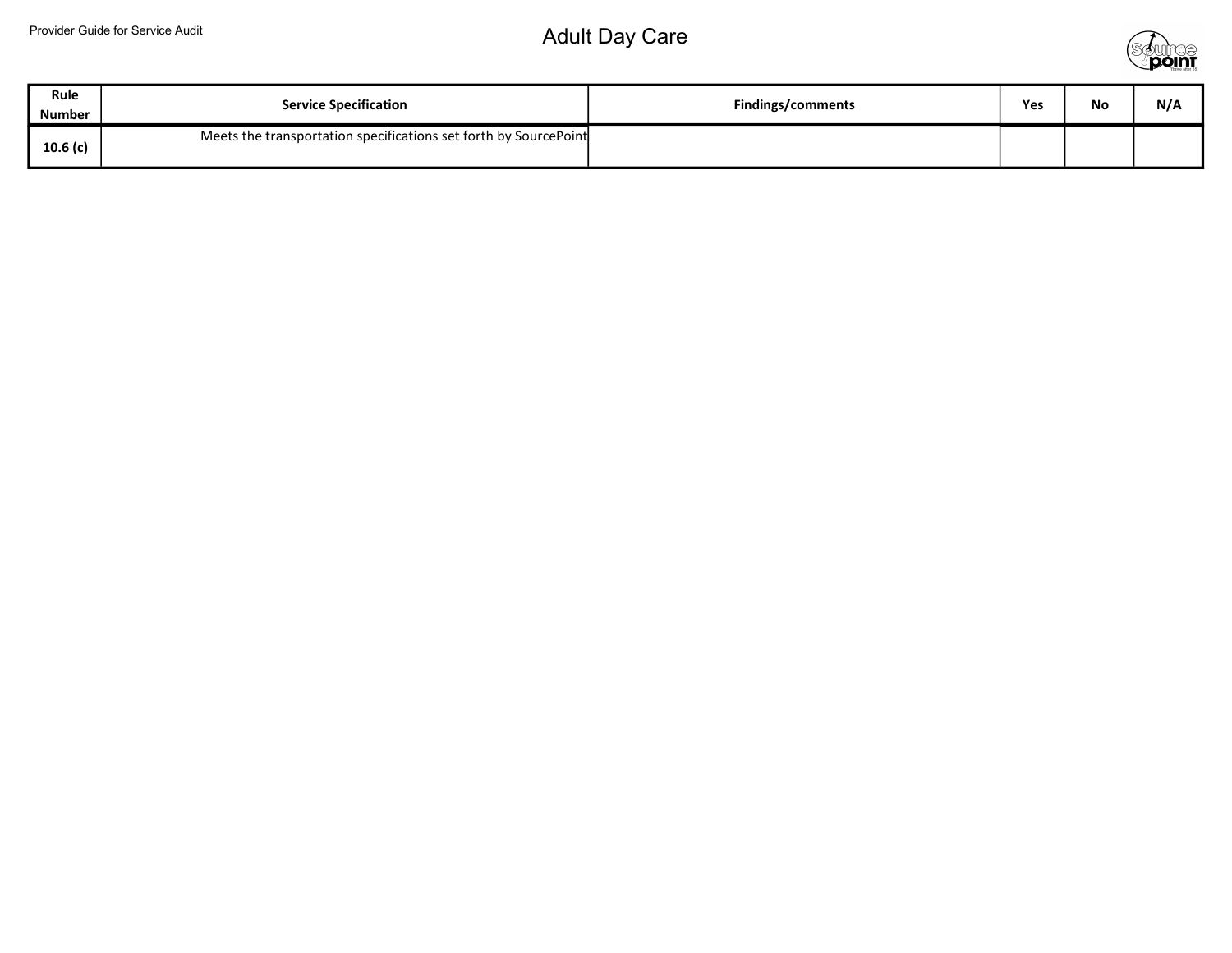| Rule Number | Service Specification | Findings/comments | Yes | No | N/A |
|---|---|---|---|---|---|
| **10.6 (c)** | Meets the transportation specifications set forth by SourcePoint | | | | |